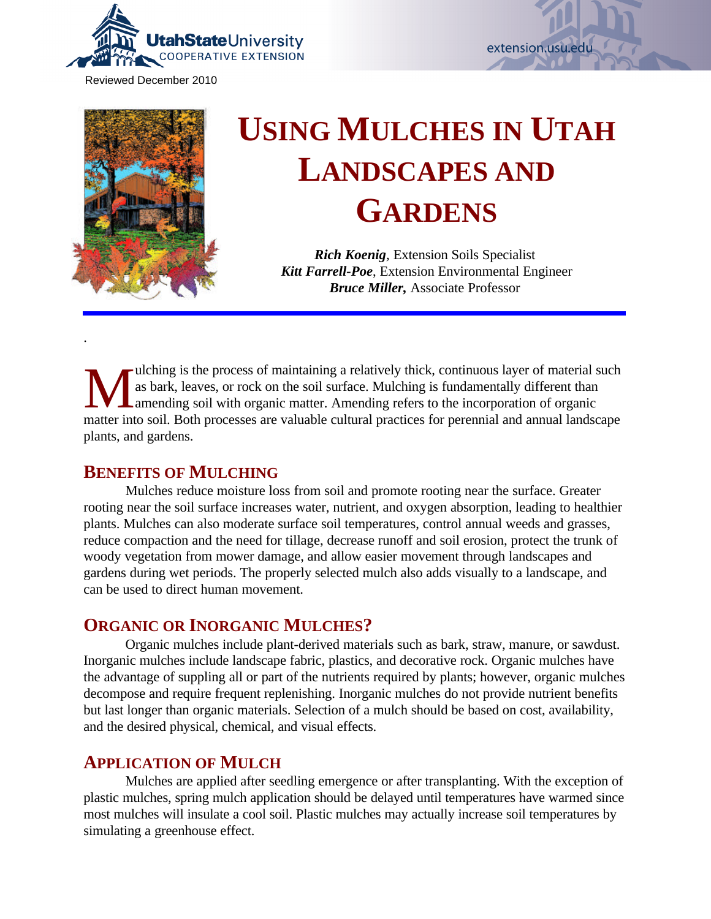Reviewed December 2010

# Using Mulches in Utah Landscapes and Gardens

***Rich Koenig***, Extension Soils Specialist
***Kitt Farrell-Poe***, Extension Environmental Engineer
***Bruce Miller,*** Associate Professor

Mulching is the process of maintaining a relatively thick, continuous layer of material such as bark, leaves, or rock on the soil surface. Mulching is fundamentally different than amending soil with organic matter. Amending refers to the incorporation of organic matter into soil. Both processes are valuable cultural practices for perennial and annual landscape plants, and gardens.

## Benefits of Mulching

Mulches reduce moisture loss from soil and promote rooting near the surface. Greater rooting near the soil surface increases water, nutrient, and oxygen absorption, leading to healthier plants. Mulches can also moderate surface soil temperatures, control annual weeds and grasses, reduce compaction and the need for tillage, decrease runoff and soil erosion, protect the trunk of woody vegetation from mower damage, and allow easier movement through landscapes and gardens during wet periods. The properly selected mulch also adds visually to a landscape, and can be used to direct human movement.

## Organic or Inorganic Mulches?

Organic mulches include plant-derived materials such as bark, straw, manure, or sawdust. Inorganic mulches include landscape fabric, plastics, and decorative rock. Organic mulches have the advantage of suppling all or part of the nutrients required by plants; however, organic mulches decompose and require frequent replenishing. Inorganic mulches do not provide nutrient benefits but last longer than organic materials. Selection of a mulch should be based on cost, availability, and the desired physical, chemical, and visual effects.

## Application of Mulch

Mulches are applied after seedling emergence or after transplanting. With the exception of plastic mulches, spring mulch application should be delayed until temperatures have warmed since most mulches will insulate a cool soil. Plastic mulches may actually increase soil temperatures by simulating a greenhouse effect.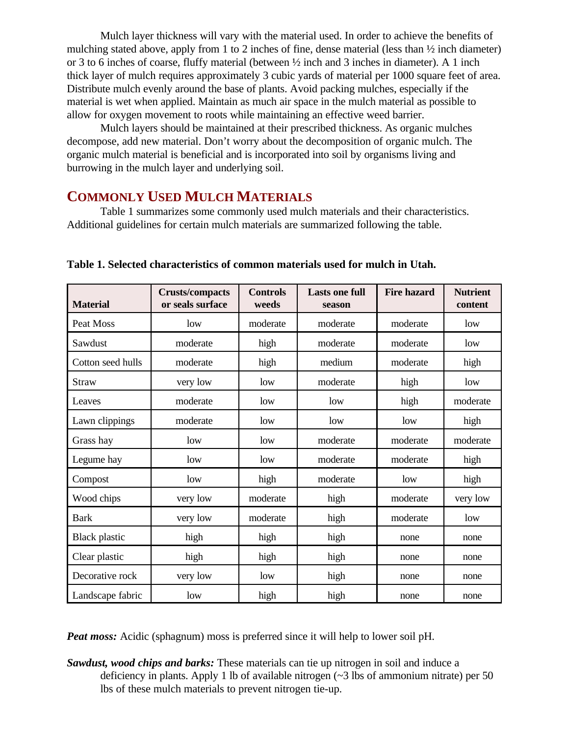Mulch layer thickness will vary with the material used. In order to achieve the benefits of mulching stated above, apply from 1 to 2 inches of fine, dense material (less than ½ inch diameter) or 3 to 6 inches of coarse, fluffy material (between ½ inch and 3 inches in diameter). A 1 inch thick layer of mulch requires approximately 3 cubic yards of material per 1000 square feet of area. Distribute mulch evenly around the base of plants. Avoid packing mulches, especially if the material is wet when applied. Maintain as much air space in the mulch material as possible to allow for oxygen movement to roots while maintaining an effective weed barrier.

Mulch layers should be maintained at their prescribed thickness. As organic mulches decompose, add new material. Don't worry about the decomposition of organic mulch. The organic mulch material is beneficial and is incorporated into soil by organisms living and burrowing in the mulch layer and underlying soil.

## Commonly Used Mulch Materials

Table 1 summarizes some commonly used mulch materials and their characteristics. Additional guidelines for certain mulch materials are summarized following the table.

**Table 1. Selected characteristics of common materials used for mulch in Utah.**

| Material | Crusts/compacts or seals surface | Controls weeds | Lasts one full season | Fire hazard | Nutrient content |
|---|---|---|---|---|---|
| Peat Moss | low | moderate | moderate | moderate | low |
| Sawdust | moderate | high | moderate | moderate | low |
| Cotton seed hulls | moderate | high | medium | moderate | high |
| Straw | very low | low | moderate | high | low |
| Leaves | moderate | low | low | high | moderate |
| Lawn clippings | moderate | low | low | low | high |
| Grass hay | low | low | moderate | moderate | moderate |
| Legume hay | low | low | moderate | moderate | high |
| Compost | low | high | moderate | low | high |
| Wood chips | very low | moderate | high | moderate | very low |
| Bark | very low | moderate | high | moderate | low |
| Black plastic | high | high | high | none | none |
| Clear plastic | high | high | high | none | none |
| Decorative rock | very low | low | high | none | none |
| Landscape fabric | low | high | high | none | none |

***Peat moss:*** Acidic (sphagnum) moss is preferred since it will help to lower soil pH.

***Sawdust, wood chips and barks:*** These materials can tie up nitrogen in soil and induce a deficiency in plants. Apply 1 lb of available nitrogen (~3 lbs of ammonium nitrate) per 50 lbs of these mulch materials to prevent nitrogen tie-up.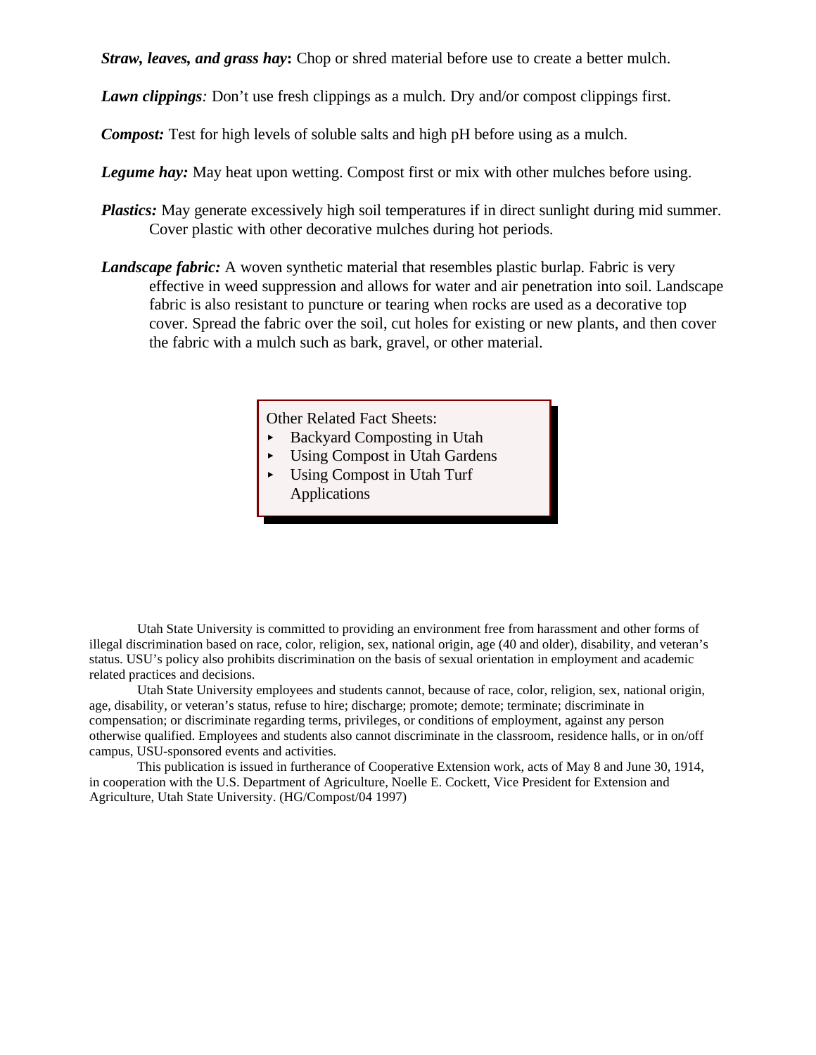***Straw, leaves, and grass hay*:** Chop or shred material before use to create a better mulch.

***Lawn clippings*:** Don't use fresh clippings as a mulch. Dry and/or compost clippings first.

***Compost:*** Test for high levels of soluble salts and high pH before using as a mulch.

***Legume hay:*** May heat upon wetting. Compost first or mix with other mulches before using.

***Plastics:*** May generate excessively high soil temperatures if in direct sunlight during mid summer. Cover plastic with other decorative mulches during hot periods.

***Landscape fabric:*** A woven synthetic material that resembles plastic burlap. Fabric is very effective in weed suppression and allows for water and air penetration into soil. Landscape fabric is also resistant to puncture or tearing when rocks are used as a decorative top cover. Spread the fabric over the soil, cut holes for existing or new plants, and then cover the fabric with a mulch such as bark, gravel, or other material.

Other Related Fact Sheets:

- Backyard Composting in Utah
- Using Compost in Utah Gardens
- Using Compost in Utah Turf Applications

Utah State University is committed to providing an environment free from harassment and other forms of illegal discrimination based on race, color, religion, sex, national origin, age (40 and older), disability, and veteran's status. USU's policy also prohibits discrimination on the basis of sexual orientation in employment and academic related practices and decisions.

Utah State University employees and students cannot, because of race, color, religion, sex, national origin, age, disability, or veteran's status, refuse to hire; discharge; promote; demote; terminate; discriminate in compensation; or discriminate regarding terms, privileges, or conditions of employment, against any person otherwise qualified. Employees and students also cannot discriminate in the classroom, residence halls, or in on/off campus, USU-sponsored events and activities.

This publication is issued in furtherance of Cooperative Extension work, acts of May 8 and June 30, 1914, in cooperation with the U.S. Department of Agriculture, Noelle E. Cockett, Vice President for Extension and Agriculture, Utah State University. (HG/Compost/04 1997)